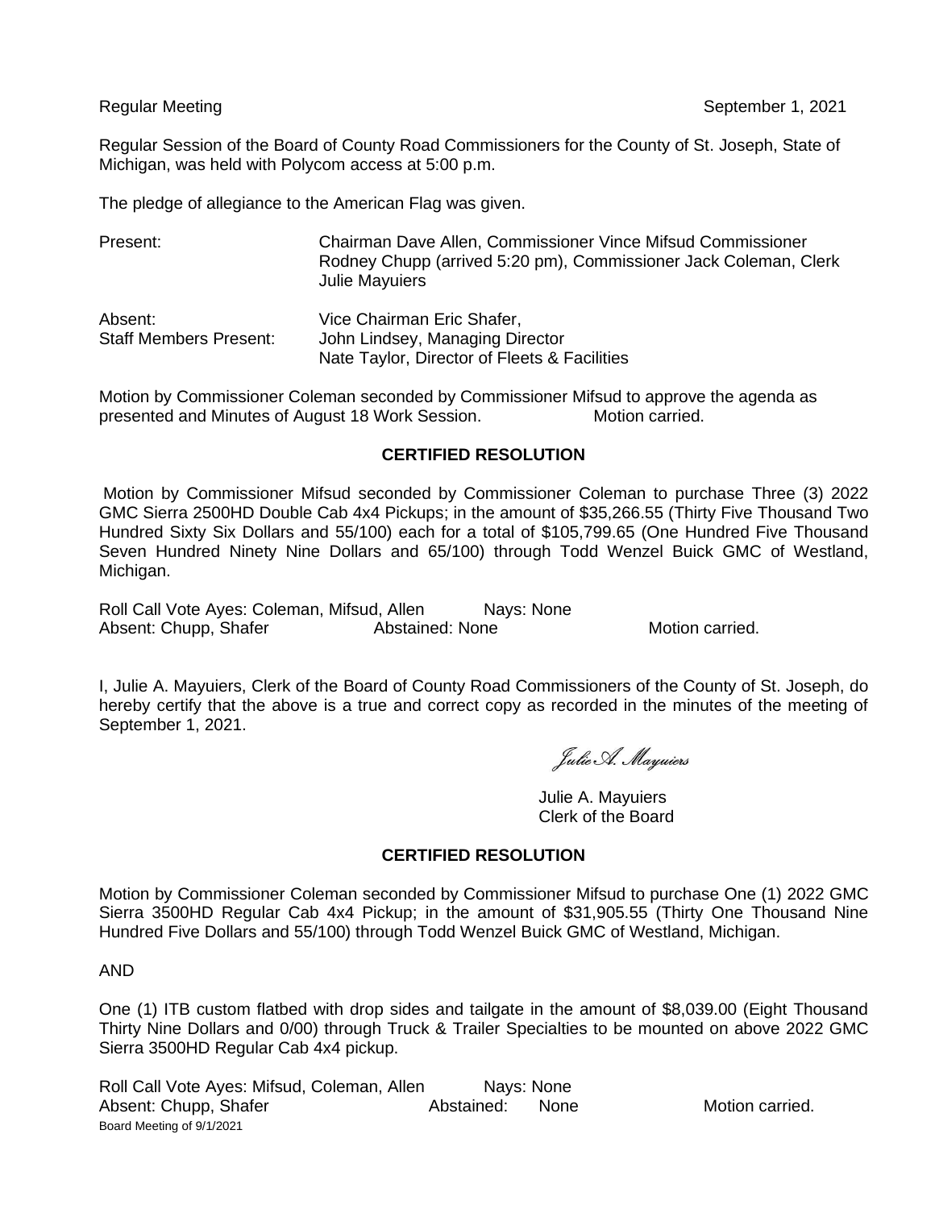Regular Meeting September 1, 2021

Regular Session of the Board of County Road Commissioners for the County of St. Joseph, State of Michigan, was held with Polycom access at 5:00 p.m.

The pledge of allegiance to the American Flag was given.

| | |
|---|---|
| Present: | Chairman Dave Allen, Commissioner Vince Mifsud Commissioner Rodney Chupp (arrived 5:20 pm), Commissioner Jack Coleman, Clerk Julie Mayuiers |
| Absent: | Vice Chairman Eric Shafer, |
| Staff Members Present: | John Lindsey, Managing Director<br>Nate Taylor, Director of Fleets & Facilities |

Motion by Commissioner Coleman seconded by Commissioner Mifsud to approve the agenda as presented and Minutes of August 18 Work Session. Motion carried.

## CERTIFIED RESOLUTION

Motion by Commissioner Mifsud seconded by Commissioner Coleman to purchase Three (3) 2022 GMC Sierra 2500HD Double Cab 4x4 Pickups; in the amount of $35,266.55 (Thirty Five Thousand Two Hundred Sixty Six Dollars and 55/100) each for a total of $105,799.65 (One Hundred Five Thousand Seven Hundred Ninety Nine Dollars and 65/100) through Todd Wenzel Buick GMC of Westland, Michigan.

Roll Call Vote Ayes: Coleman, Mifsud, Allen Nays: None
Absent: Chupp, Shafer Abstained: None Motion carried.

I, Julie A. Mayuiers, Clerk of the Board of County Road Commissioners of the County of St. Joseph, do hereby certify that the above is a true and correct copy as recorded in the minutes of the meeting of September 1, 2021.

*Julie A. Mayuiers*

Julie A. Mayuiers
Clerk of the Board

## CERTIFIED RESOLUTION

Motion by Commissioner Coleman seconded by Commissioner Mifsud to purchase One (1) 2022 GMC Sierra 3500HD Regular Cab 4x4 Pickup; in the amount of $31,905.55 (Thirty One Thousand Nine Hundred Five Dollars and 55/100) through Todd Wenzel Buick GMC of Westland, Michigan.

AND

One (1) ITB custom flatbed with drop sides and tailgate in the amount of $8,039.00 (Eight Thousand Thirty Nine Dollars and 0/00) through Truck & Trailer Specialties to be mounted on above 2022 GMC Sierra 3500HD Regular Cab 4x4 pickup.

Roll Call Vote Ayes: Mifsud, Coleman, Allen Nays: None
Absent: Chupp, Shafer Abstained: None Motion carried.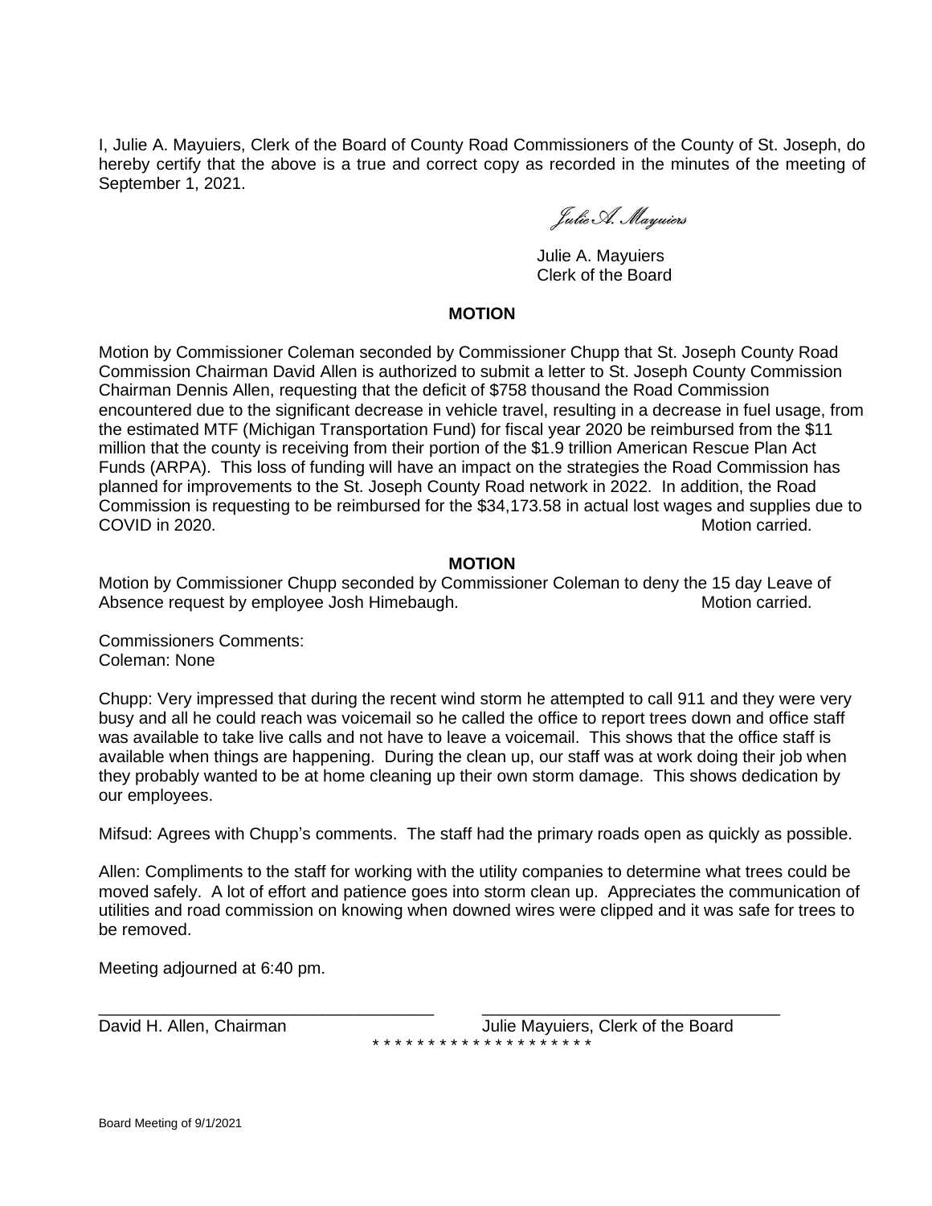I, Julie A. Mayuiers, Clerk of the Board of County Road Commissioners of the County of St. Joseph, do hereby certify that the above is a true and correct copy as recorded in the minutes of the meeting of September 1, 2021.

*Julie A. Mayuiers*

Julie A. Mayuiers
Clerk of the Board

**MOTION**

Motion by Commissioner Coleman seconded by Commissioner Chupp that St. Joseph County Road Commission Chairman David Allen is authorized to submit a letter to St. Joseph County Commission Chairman Dennis Allen, requesting that the deficit of $758 thousand the Road Commission encountered due to the significant decrease in vehicle travel, resulting in a decrease in fuel usage, from the estimated MTF (Michigan Transportation Fund) for fiscal year 2020 be reimbursed from the $11 million that the county is receiving from their portion of the $1.9 trillion American Rescue Plan Act Funds (ARPA). This loss of funding will have an impact on the strategies the Road Commission has planned for improvements to the St. Joseph County Road network in 2022. In addition, the Road Commission is requesting to be reimbursed for the $34,173.58 in actual lost wages and supplies due to COVID in 2020. Motion carried.

**MOTION**

Motion by Commissioner Chupp seconded by Commissioner Coleman to deny the 15 day Leave of Absence request by employee Josh Himebaugh. Motion carried.

Commissioners Comments:
Coleman: None

Chupp: Very impressed that during the recent wind storm he attempted to call 911 and they were very busy and all he could reach was voicemail so he called the office to report trees down and office staff was available to take live calls and not have to leave a voicemail. This shows that the office staff is available when things are happening. During the clean up, our staff was at work doing their job when they probably wanted to be at home cleaning up their own storm damage. This shows dedication by our employees.

Mifsud: Agrees with Chupp's comments. The staff had the primary roads open as quickly as possible.

Allen: Compliments to the staff for working with the utility companies to determine what trees could be moved safely. A lot of effort and patience goes into storm clean up. Appreciates the communication of utilities and road commission on knowing when downed wires were clipped and it was safe for trees to be removed.

Meeting adjourned at 6:40 pm.

\_\_\_\_\_\_\_\_\_\_\_\_\_\_\_\_\_\_\_\_\_\_\_\_\_\_\_\_\_\_\_\_\_\_\_\_ \_\_\_\_\_\_\_\_\_\_\_\_\_\_\_\_\_\_\_\_\_\_\_\_\_\_\_\_\_\_\_\_\_\_\_\_

David H. Allen, Chairman Julie Mayuiers, Clerk of the Board

\* \* \* \* \* \* \* \* \* \* \* \* \* \* \* \* \* \* \* \*